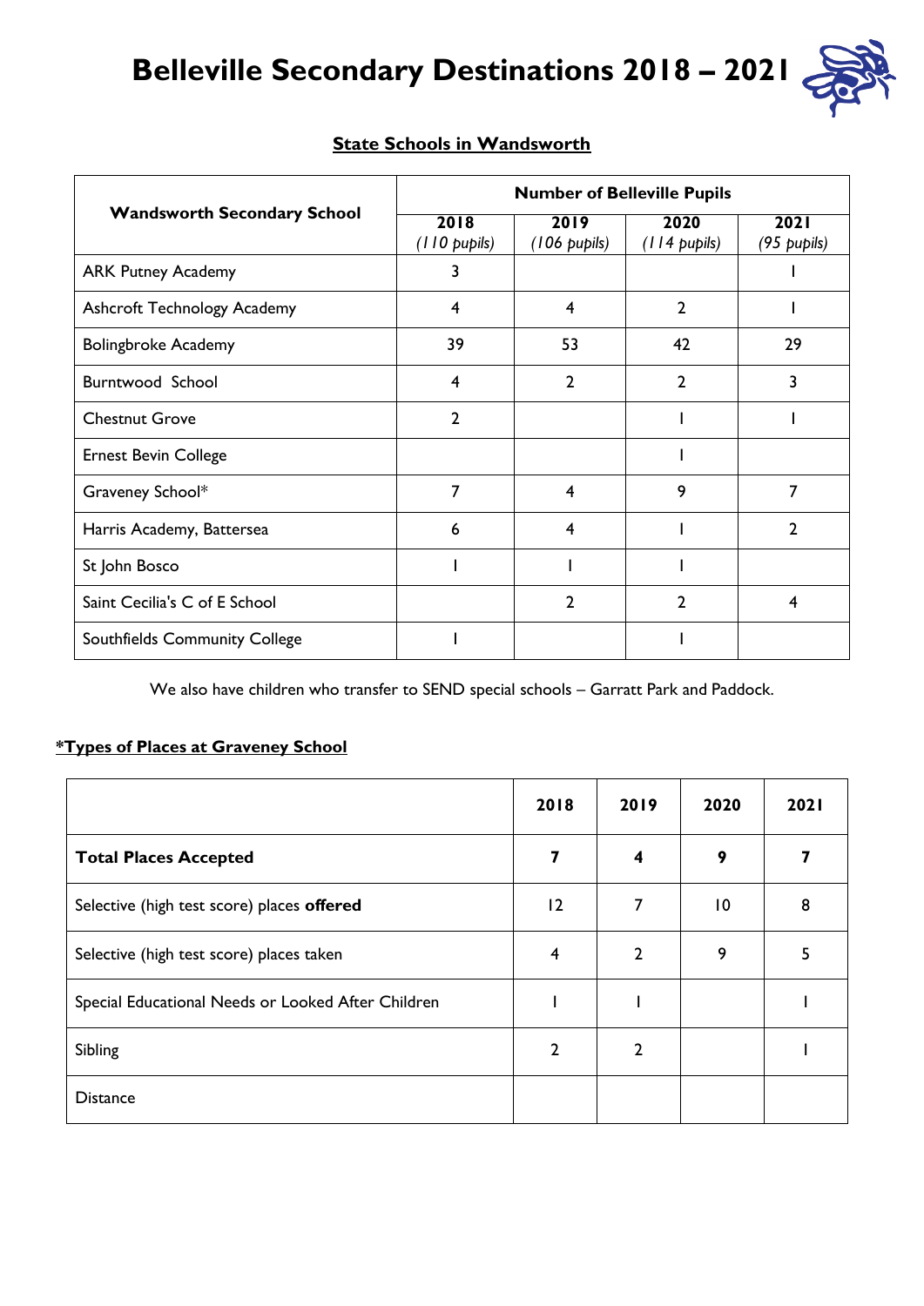# Belleville Secondary Destinations 2018 – 2021

## State Schools in Wandsworth

| Wandsworth Secondary School | Number of Belleville Pupils | | | |
|---|---|---|---|---|
| | 2018 *(110 pupils)* | 2019 *(106 pupils)* | 2020 *(114 pupils)* | 2021 *(95 pupils)* |
| ARK Putney Academy | 3 | | | 1 |
| Ashcroft Technology Academy | 4 | 4 | 2 | 1 |
| Bolingbroke Academy | 39 | 53 | 42 | 29 |
| Burntwood School | 4 | 2 | 2 | 3 |
| Chestnut Grove | 2 | | 1 | 1 |
| Ernest Bevin College | | | 1 | |
| Graveney School* | 7 | 4 | 9 | 7 |
| Harris Academy, Battersea | 6 | 4 | 1 | 2 |
| St John Bosco | 1 | 1 | 1 | |
| Saint Cecilia's C of E School | | 2 | 2 | 4 |
| Southfields Community College | 1 | | 1 | |

We also have children who transfer to SEND special schools – Garratt Park and Paddock.

### *Types of Places at Graveney School

| | 2018 | 2019 | 2020 | 2021 |
|---|---|---|---|---|
| **Total Places Accepted** | **7** | **4** | **9** | **7** |
| Selective (high test score) places **offered** | 12 | 7 | 10 | 8 |
| Selective (high test score) places taken | 4 | 2 | 9 | 5 |
| Special Educational Needs or Looked After Children | 1 | 1 | | 1 |
| Sibling | 2 | 2 | | 1 |
| Distance | | | | |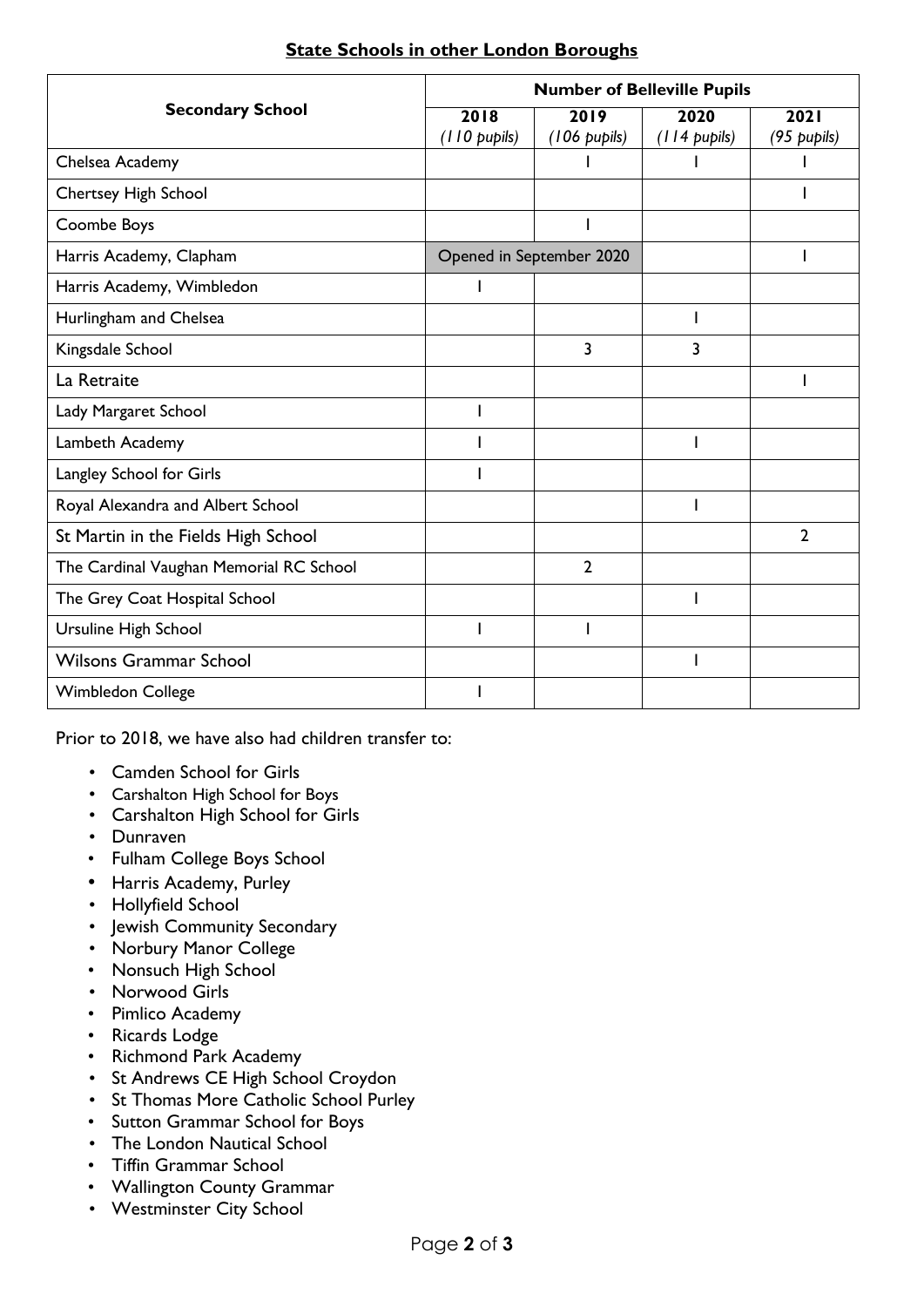## State Schools in other London Boroughs

| Secondary School | Number of Belleville Pupils | | | |
|---|---|---|---|---|
| | 2018 *(110 pupils)* | 2019 *(106 pupils)* | 2020 *(114 pupils)* | 2021 *(95 pupils)* |
| Chelsea Academy | | 1 | 1 | 1 |
| Chertsey High School | | | | 1 |
| Coombe Boys | | 1 | | |
| Harris Academy, Clapham | Opened in September 2020 | | | 1 |
| Harris Academy, Wimbledon | 1 | | | |
| Hurlingham and Chelsea | | | 1 | |
| Kingsdale School | | 3 | 3 | |
| La Retraite | | | | 1 |
| Lady Margaret School | 1 | | | |
| Lambeth Academy | 1 | | 1 | |
| Langley School for Girls | 1 | | | |
| Royal Alexandra and Albert School | | | 1 | |
| St Martin in the Fields High School | | | | 2 |
| The Cardinal Vaughan Memorial RC School | | 2 | | |
| The Grey Coat Hospital School | | | 1 | |
| Ursuline High School | 1 | 1 | | |
| Wilsons Grammar School | | | 1 | |
| Wimbledon College | 1 | | | |

Prior to 2018, we have also had children transfer to:

- Camden School for Girls
- Carshalton High School for Boys
- Carshalton High School for Girls
- Dunraven
- Fulham College Boys School
- Harris Academy, Purley
- Hollyfield School
- Jewish Community Secondary
- Norbury Manor College
- Nonsuch High School
- Norwood Girls
- Pimlico Academy
- Ricards Lodge
- Richmond Park Academy
- St Andrews CE High School Croydon
- St Thomas More Catholic School Purley
- Sutton Grammar School for Boys
- The London Nautical School
- Tiffin Grammar School
- Wallington County Grammar
- Westminster City School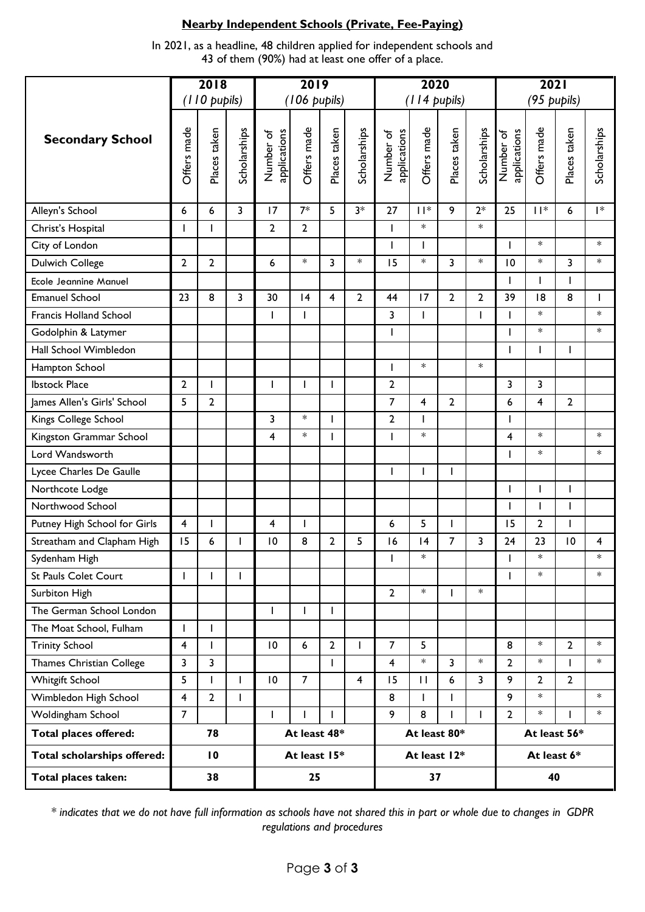**Nearby Independent Schools (Private, Fee-Paying)**

In 2021, as a headline, 48 children applied for independent schools and 43 of them (90%) had at least one offer of a place.

| Secondary School | 2018 (110 pupils) | | | 2019 (106 pupils) | | | | 2020 (114 pupils) | | | | 2021 (95 pupils) | | | |
|---|---|---|---|---|---|---|---|---|---|---|---|---|---|---|---|
| | Offers made | Places taken | Scholarships | Number of applications | Offers made | Places taken | Scholarships | Number of applications | Offers made | Places taken | Scholarships | Number of applications | Offers made | Places taken | Scholarships |
| Alleyn's School | 6 | 6 | 3 | 17 | 7* | 5 | 3* | 27 | 11* | 9 | 2* | 25 | 11* | 6 | 1* |
| Christ's Hospital | 1 | 1 | | 2 | 2 | | | 1 | * | | * | | | | |
| City of London | | | | | | | | 1 | 1 | | | 1 | * | | * |
| Dulwich College | 2 | 2 | | 6 | * | 3 | * | 15 | * | 3 | * | 10 | * | 3 | * |
| Ecole Jeannine Manuel | | | | | | | | | | | | 1 | 1 | 1 | |
| Emanuel School | 23 | 8 | 3 | 30 | 14 | 4 | 2 | 44 | 17 | 2 | 2 | 39 | 18 | 8 | 1 |
| Francis Holland School | | | | 1 | 1 | | | 3 | 1 | | 1 | 1 | * | | * |
| Godolphin & Latymer | | | | | | | | 1 | | | | 1 | * | | * |
| Hall School Wimbledon | | | | | | | | | | | | 1 | 1 | 1 | |
| Hampton School | | | | | | | | 1 | * | | * | | | | |
| Ibstock Place | 2 | 1 | | 1 | 1 | 1 | | 2 | | | | 3 | 3 | | |
| James Allen's Girls' School | 5 | 2 | | | | | | 7 | 4 | 2 | | 6 | 4 | 2 | |
| Kings College School | | | | 3 | * | 1 | | 2 | 1 | | | 1 | | | |
| Kingston Grammar School | | | | 4 | * | 1 | | 1 | * | | | 4 | * | | * |
| Lord Wandsworth | | | | | | | | | | | | 1 | * | | * |
| Lycee Charles De Gaulle | | | | | | | | 1 | 1 | 1 | | | | | |
| Northcote Lodge | | | | | | | | | | | | 1 | 1 | 1 | |
| Northwood School | | | | | | | | | | | | 1 | 1 | 1 | |
| Putney High School for Girls | 4 | 1 | | 4 | 1 | | | 6 | 5 | 1 | | 15 | 2 | 1 | |
| Streatham and Clapham High | 15 | 6 | 1 | 10 | 8 | 2 | 5 | 16 | 14 | 7 | 3 | 24 | 23 | 10 | 4 |
| Sydenham High | | | | | | | | 1 | * | | | 1 | * | | * |
| St Pauls Colet Court | 1 | 1 | 1 | | | | | | | | | 1 | * | | * |
| Surbiton High | | | | | | | | 2 | * | 1 | * | | | | |
| The German School London | | | | 1 | 1 | 1 | | | | | | | | | |
| The Moat School, Fulham | 1 | 1 | | | | | | | | | | | | | |
| Trinity School | 4 | 1 | | 10 | 6 | 2 | 1 | 7 | 5 | | | 8 | * | 2 | * |
| Thames Christian College | 3 | 3 | | | | 1 | | 4 | * | 3 | * | 2 | * | 1 | * |
| Whitgift School | 5 | 1 | 1 | 10 | 7 | | 4 | 15 | 11 | 6 | 3 | 9 | 2 | 2 | |
| Wimbledon High School | 4 | 2 | 1 | | | | | 8 | 1 | 1 | | 9 | * | | * |
| Woldingham School | 7 | | | 1 | 1 | 1 | | 9 | 8 | 1 | 1 | 2 | * | 1 | * |
| **Total places offered:** | 78 | | | At least 48* | | | | At least 80* | | | | At least 56* | | | |
| **Total scholarships offered:** | 10 | | | At least 15* | | | | At least 12* | | | | At least 6* | | | |
| **Total places taken:** | 38 | | | 25 | | | | 37 | | | | 40 | | | |

*\* indicates that we do not have full information as schools have not shared this in part or whole due to changes in GDPR regulations and procedures*